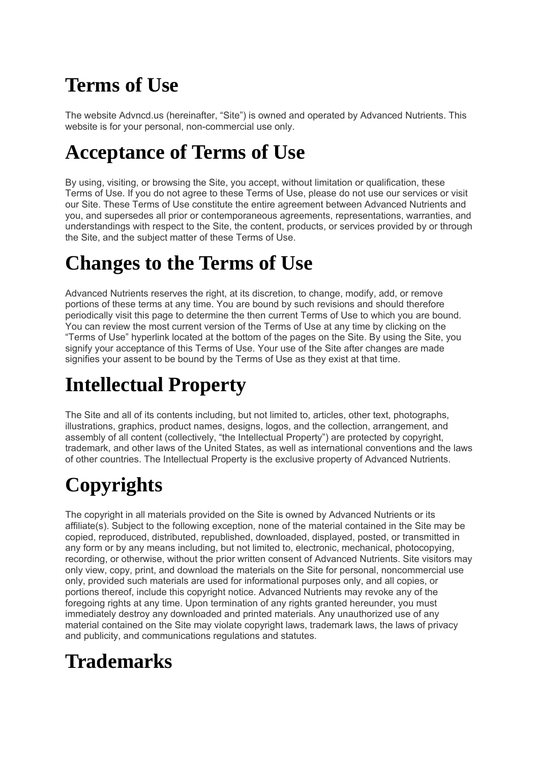# Terms of Use

The website Advncd.us (hereinafter, “Site”) is owned and operated by Advanced Nutrients. This website is for your personal, non-commercial use only.

# Acceptance of Terms of Use

By using, visiting, or browsing the Site, you accept, without limitation or qualification, these Terms of Use. If you do not agree to these Terms of Use, please do not use our services or visit our Site. These Terms of Use constitute the entire agreement between Advanced Nutrients and you, and supersedes all prior or contemporaneous agreements, representations, warranties, and understandings with respect to the Site, the content, products, or services provided by or through the Site, and the subject matter of these Terms of Use.

# Changes to the Terms of Use

Advanced Nutrients reserves the right, at its discretion, to change, modify, add, or remove portions of these terms at any time. You are bound by such revisions and should therefore periodically visit this page to determine the then current Terms of Use to which you are bound. You can review the most current version of the Terms of Use at any time by clicking on the “Terms of Use” hyperlink located at the bottom of the pages on the Site. By using the Site, you signify your acceptance of this Terms of Use. Your use of the Site after changes are made signifies your assent to be bound by the Terms of Use as they exist at that time.

# Intellectual Property

The Site and all of its contents including, but not limited to, articles, other text, photographs, illustrations, graphics, product names, designs, logos, and the collection, arrangement, and assembly of all content (collectively, “the Intellectual Property”) are protected by copyright, trademark, and other laws of the United States, as well as international conventions and the laws of other countries. The Intellectual Property is the exclusive property of Advanced Nutrients.

# Copyrights

The copyright in all materials provided on the Site is owned by Advanced Nutrients or its affiliate(s). Subject to the following exception, none of the material contained in the Site may be copied, reproduced, distributed, republished, downloaded, displayed, posted, or transmitted in any form or by any means including, but not limited to, electronic, mechanical, photocopying, recording, or otherwise, without the prior written consent of Advanced Nutrients. Site visitors may only view, copy, print, and download the materials on the Site for personal, noncommercial use only, provided such materials are used for informational purposes only, and all copies, or portions thereof, include this copyright notice. Advanced Nutrients may revoke any of the foregoing rights at any time. Upon termination of any rights granted hereunder, you must immediately destroy any downloaded and printed materials. Any unauthorized use of any material contained on the Site may violate copyright laws, trademark laws, the laws of privacy and publicity, and communications regulations and statutes.

# Trademarks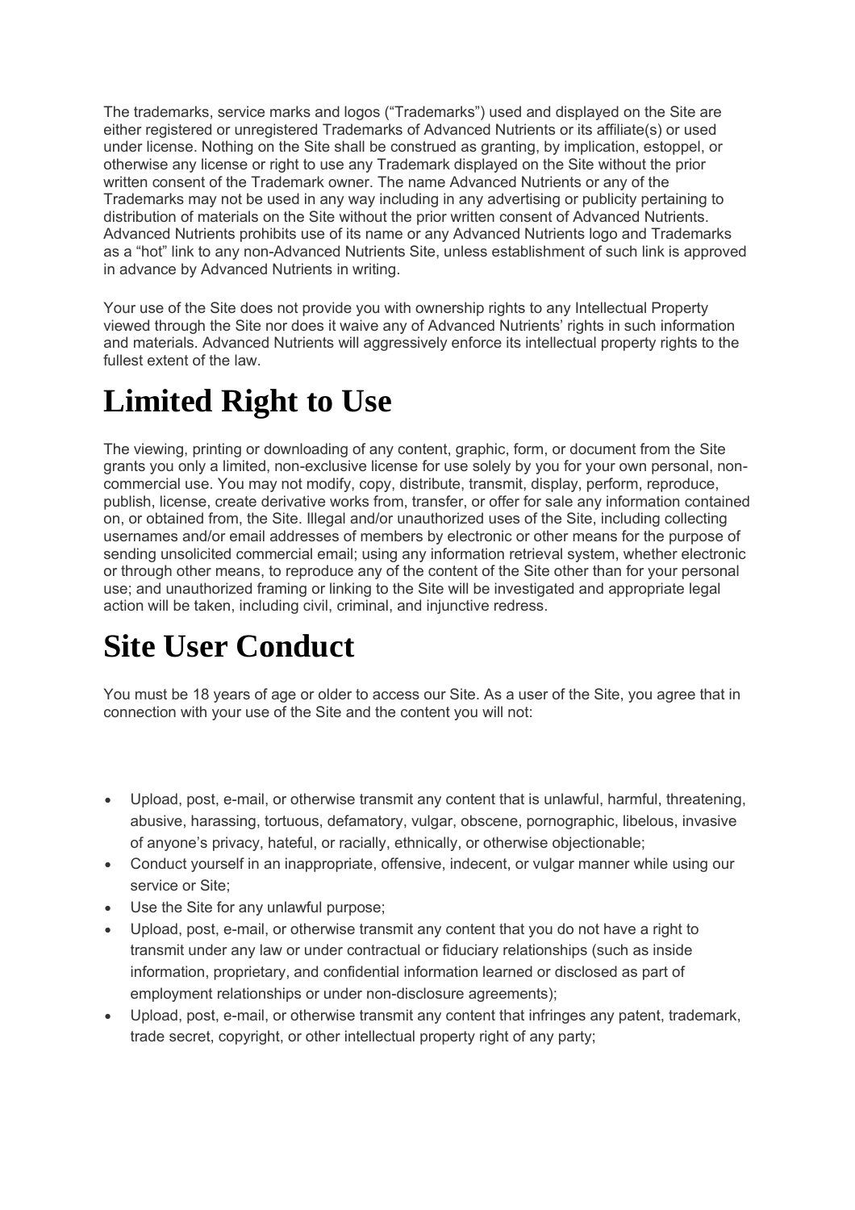The trademarks, service marks and logos ("Trademarks") used and displayed on the Site are either registered or unregistered Trademarks of Advanced Nutrients or its affiliate(s) or used under license. Nothing on the Site shall be construed as granting, by implication, estoppel, or otherwise any license or right to use any Trademark displayed on the Site without the prior written consent of the Trademark owner. The name Advanced Nutrients or any of the Trademarks may not be used in any way including in any advertising or publicity pertaining to distribution of materials on the Site without the prior written consent of Advanced Nutrients. Advanced Nutrients prohibits use of its name or any Advanced Nutrients logo and Trademarks as a "hot" link to any non-Advanced Nutrients Site, unless establishment of such link is approved in advance by Advanced Nutrients in writing.

Your use of the Site does not provide you with ownership rights to any Intellectual Property viewed through the Site nor does it waive any of Advanced Nutrients' rights in such information and materials. Advanced Nutrients will aggressively enforce its intellectual property rights to the fullest extent of the law.

# Limited Right to Use

The viewing, printing or downloading of any content, graphic, form, or document from the Site grants you only a limited, non-exclusive license for use solely by you for your own personal, non-commercial use. You may not modify, copy, distribute, transmit, display, perform, reproduce, publish, license, create derivative works from, transfer, or offer for sale any information contained on, or obtained from, the Site. Illegal and/or unauthorized uses of the Site, including collecting usernames and/or email addresses of members by electronic or other means for the purpose of sending unsolicited commercial email; using any information retrieval system, whether electronic or through other means, to reproduce any of the content of the Site other than for your personal use; and unauthorized framing or linking to the Site will be investigated and appropriate legal action will be taken, including civil, criminal, and injunctive redress.

# Site User Conduct

You must be 18 years of age or older to access our Site. As a user of the Site, you agree that in connection with your use of the Site and the content you will not:

- Upload, post, e-mail, or otherwise transmit any content that is unlawful, harmful, threatening, abusive, harassing, tortuous, defamatory, vulgar, obscene, pornographic, libelous, invasive of anyone's privacy, hateful, or racially, ethnically, or otherwise objectionable;
- Conduct yourself in an inappropriate, offensive, indecent, or vulgar manner while using our service or Site;
- Use the Site for any unlawful purpose;
- Upload, post, e-mail, or otherwise transmit any content that you do not have a right to transmit under any law or under contractual or fiduciary relationships (such as inside information, proprietary, and confidential information learned or disclosed as part of employment relationships or under non-disclosure agreements);
- Upload, post, e-mail, or otherwise transmit any content that infringes any patent, trademark, trade secret, copyright, or other intellectual property right of any party;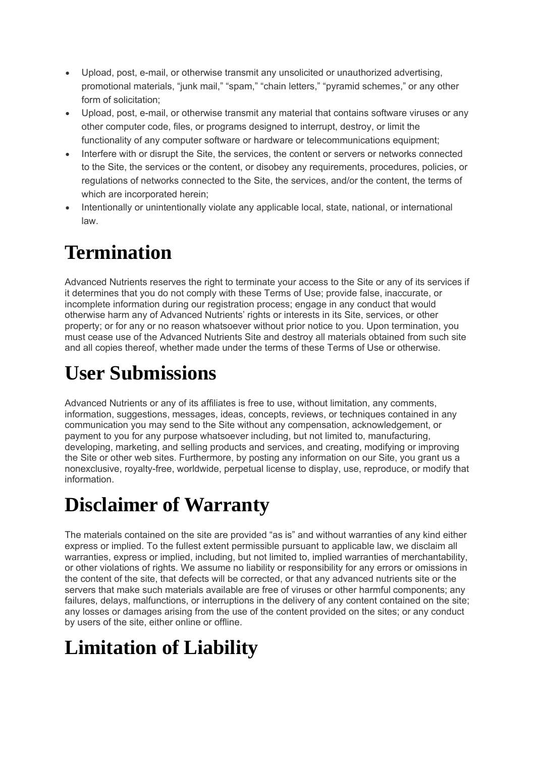- Upload, post, e-mail, or otherwise transmit any unsolicited or unauthorized advertising, promotional materials, "junk mail," "spam," "chain letters," "pyramid schemes," or any other form of solicitation;
- Upload, post, e-mail, or otherwise transmit any material that contains software viruses or any other computer code, files, or programs designed to interrupt, destroy, or limit the functionality of any computer software or hardware or telecommunications equipment;
- Interfere with or disrupt the Site, the services, the content or servers or networks connected to the Site, the services or the content, or disobey any requirements, procedures, policies, or regulations of networks connected to the Site, the services, and/or the content, the terms of which are incorporated herein;
- Intentionally or unintentionally violate any applicable local, state, national, or international law.

# Termination

Advanced Nutrients reserves the right to terminate your access to the Site or any of its services if it determines that you do not comply with these Terms of Use; provide false, inaccurate, or incomplete information during our registration process; engage in any conduct that would otherwise harm any of Advanced Nutrients' rights or interests in its Site, services, or other property; or for any or no reason whatsoever without prior notice to you. Upon termination, you must cease use of the Advanced Nutrients Site and destroy all materials obtained from such site and all copies thereof, whether made under the terms of these Terms of Use or otherwise.

# User Submissions

Advanced Nutrients or any of its affiliates is free to use, without limitation, any comments, information, suggestions, messages, ideas, concepts, reviews, or techniques contained in any communication you may send to the Site without any compensation, acknowledgement, or payment to you for any purpose whatsoever including, but not limited to, manufacturing, developing, marketing, and selling products and services, and creating, modifying or improving the Site or other web sites. Furthermore, by posting any information on our Site, you grant us a nonexclusive, royalty-free, worldwide, perpetual license to display, use, reproduce, or modify that information.

# Disclaimer of Warranty

The materials contained on the site are provided "as is" and without warranties of any kind either express or implied. To the fullest extent permissible pursuant to applicable law, we disclaim all warranties, express or implied, including, but not limited to, implied warranties of merchantability, or other violations of rights. We assume no liability or responsibility for any errors or omissions in the content of the site, that defects will be corrected, or that any advanced nutrients site or the servers that make such materials available are free of viruses or other harmful components; any failures, delays, malfunctions, or interruptions in the delivery of any content contained on the site; any losses or damages arising from the use of the content provided on the sites; or any conduct by users of the site, either online or offline.

# Limitation of Liability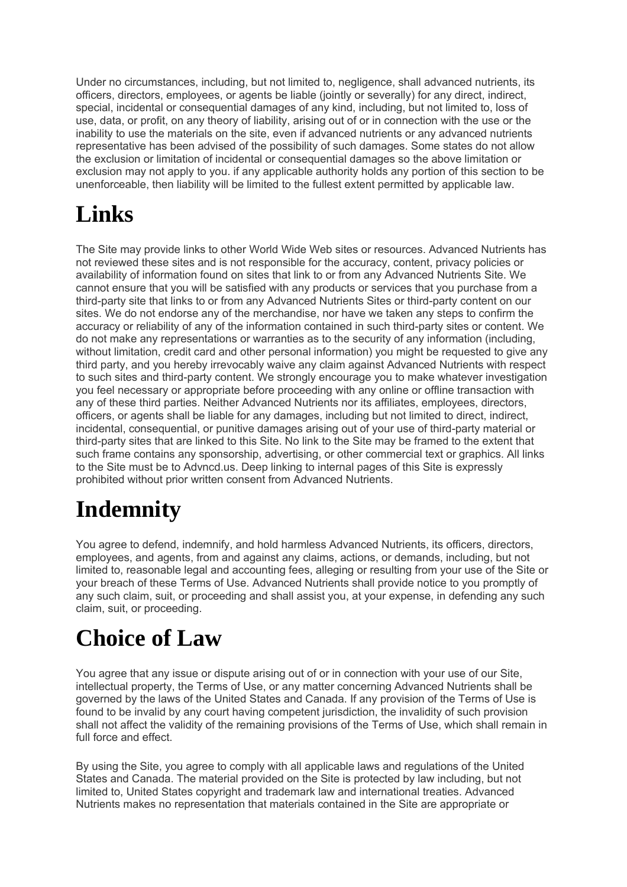Under no circumstances, including, but not limited to, negligence, shall advanced nutrients, its officers, directors, employees, or agents be liable (jointly or severally) for any direct, indirect, special, incidental or consequential damages of any kind, including, but not limited to, loss of use, data, or profit, on any theory of liability, arising out of or in connection with the use or the inability to use the materials on the site, even if advanced nutrients or any advanced nutrients representative has been advised of the possibility of such damages. Some states do not allow the exclusion or limitation of incidental or consequential damages so the above limitation or exclusion may not apply to you. if any applicable authority holds any portion of this section to be unenforceable, then liability will be limited to the fullest extent permitted by applicable law.

# Links

The Site may provide links to other World Wide Web sites or resources. Advanced Nutrients has not reviewed these sites and is not responsible for the accuracy, content, privacy policies or availability of information found on sites that link to or from any Advanced Nutrients Site. We cannot ensure that you will be satisfied with any products or services that you purchase from a third-party site that links to or from any Advanced Nutrients Sites or third-party content on our sites. We do not endorse any of the merchandise, nor have we taken any steps to confirm the accuracy or reliability of any of the information contained in such third-party sites or content. We do not make any representations or warranties as to the security of any information (including, without limitation, credit card and other personal information) you might be requested to give any third party, and you hereby irrevocably waive any claim against Advanced Nutrients with respect to such sites and third-party content. We strongly encourage you to make whatever investigation you feel necessary or appropriate before proceeding with any online or offline transaction with any of these third parties. Neither Advanced Nutrients nor its affiliates, employees, directors, officers, or agents shall be liable for any damages, including but not limited to direct, indirect, incidental, consequential, or punitive damages arising out of your use of third-party material or third-party sites that are linked to this Site. No link to the Site may be framed to the extent that such frame contains any sponsorship, advertising, or other commercial text or graphics. All links to the Site must be to Advncd.us. Deep linking to internal pages of this Site is expressly prohibited without prior written consent from Advanced Nutrients.

# Indemnity

You agree to defend, indemnify, and hold harmless Advanced Nutrients, its officers, directors, employees, and agents, from and against any claims, actions, or demands, including, but not limited to, reasonable legal and accounting fees, alleging or resulting from your use of the Site or your breach of these Terms of Use. Advanced Nutrients shall provide notice to you promptly of any such claim, suit, or proceeding and shall assist you, at your expense, in defending any such claim, suit, or proceeding.

# Choice of Law

You agree that any issue or dispute arising out of or in connection with your use of our Site, intellectual property, the Terms of Use, or any matter concerning Advanced Nutrients shall be governed by the laws of the United States and Canada. If any provision of the Terms of Use is found to be invalid by any court having competent jurisdiction, the invalidity of such provision shall not affect the validity of the remaining provisions of the Terms of Use, which shall remain in full force and effect.

By using the Site, you agree to comply with all applicable laws and regulations of the United States and Canada. The material provided on the Site is protected by law including, but not limited to, United States copyright and trademark law and international treaties. Advanced Nutrients makes no representation that materials contained in the Site are appropriate or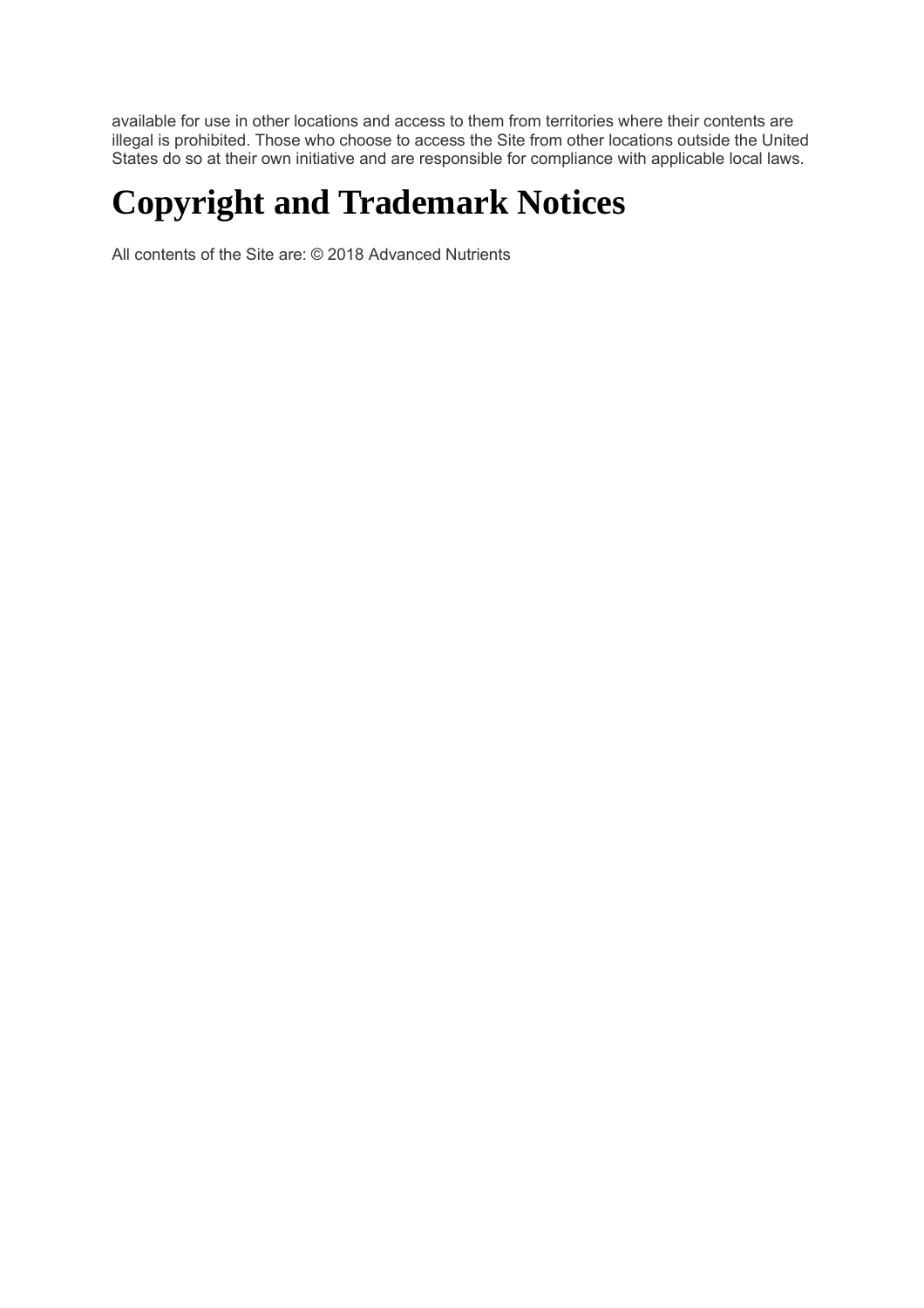available for use in other locations and access to them from territories where their contents are illegal is prohibited. Those who choose to access the Site from other locations outside the United States do so at their own initiative and are responsible for compliance with applicable local laws.

# Copyright and Trademark Notices

All contents of the Site are: © 2018 Advanced Nutrients